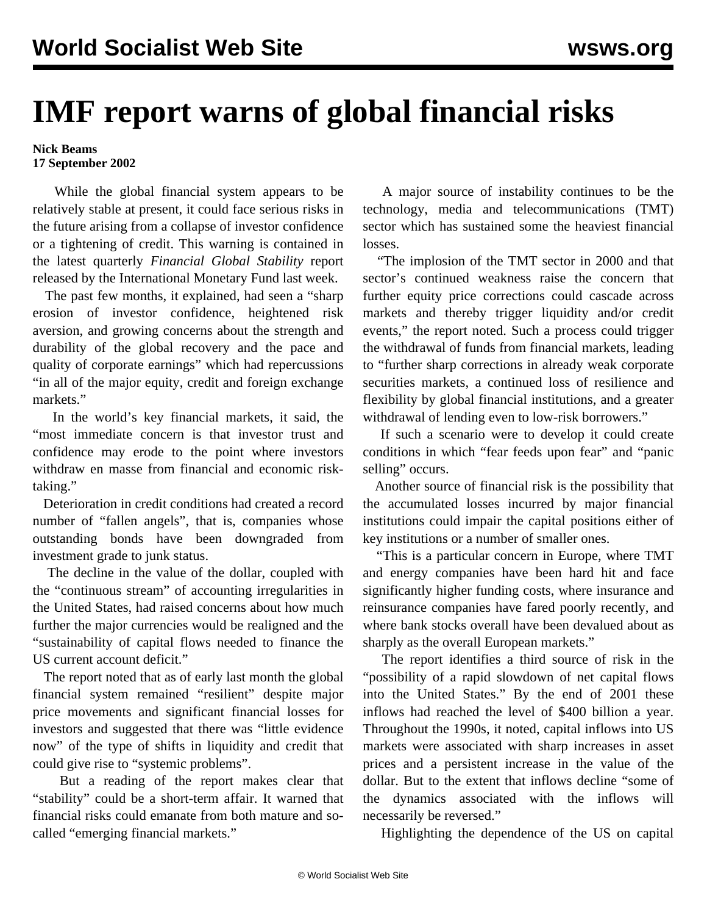# IMF report warns of global financial risks

**Nick Beams**
**17 September 2002**

While the global financial system appears to be relatively stable at present, it could face serious risks in the future arising from a collapse of investor confidence or a tightening of credit. This warning is contained in the latest quarterly *Financial Global Stability* report released by the International Monetary Fund last week.

The past few months, it explained, had seen a "sharp erosion of investor confidence, heightened risk aversion, and growing concerns about the strength and durability of the global recovery and the pace and quality of corporate earnings" which had repercussions "in all of the major equity, credit and foreign exchange markets."

In the world's key financial markets, it said, the "most immediate concern is that investor trust and confidence may erode to the point where investors withdraw en masse from financial and economic risk-taking."

Deterioration in credit conditions had created a record number of "fallen angels", that is, companies whose outstanding bonds have been downgraded from investment grade to junk status.

The decline in the value of the dollar, coupled with the "continuous stream" of accounting irregularities in the United States, had raised concerns about how much further the major currencies would be realigned and the "sustainability of capital flows needed to finance the US current account deficit."

The report noted that as of early last month the global financial system remained "resilient" despite major price movements and significant financial losses for investors and suggested that there was "little evidence now" of the type of shifts in liquidity and credit that could give rise to "systemic problems".

But a reading of the report makes clear that "stability" could be a short-term affair. It warned that financial risks could emanate from both mature and so-called "emerging financial markets."

A major source of instability continues to be the technology, media and telecommunications (TMT) sector which has sustained some the heaviest financial losses.

"The implosion of the TMT sector in 2000 and that sector's continued weakness raise the concern that further equity price corrections could cascade across markets and thereby trigger liquidity and/or credit events," the report noted. Such a process could trigger the withdrawal of funds from financial markets, leading to "further sharp corrections in already weak corporate securities markets, a continued loss of resilience and flexibility by global financial institutions, and a greater withdrawal of lending even to low-risk borrowers."

If such a scenario were to develop it could create conditions in which "fear feeds upon fear" and "panic selling" occurs.

Another source of financial risk is the possibility that the accumulated losses incurred by major financial institutions could impair the capital positions either of key institutions or a number of smaller ones.

"This is a particular concern in Europe, where TMT and energy companies have been hard hit and face significantly higher funding costs, where insurance and reinsurance companies have fared poorly recently, and where bank stocks overall have been devalued about as sharply as the overall European markets."

The report identifies a third source of risk in the "possibility of a rapid slowdown of net capital flows into the United States." By the end of 2001 these inflows had reached the level of $400 billion a year. Throughout the 1990s, it noted, capital inflows into US markets were associated with sharp increases in asset prices and a persistent increase in the value of the dollar. But to the extent that inflows decline "some of the dynamics associated with the inflows will necessarily be reversed."

Highlighting the dependence of the US on capital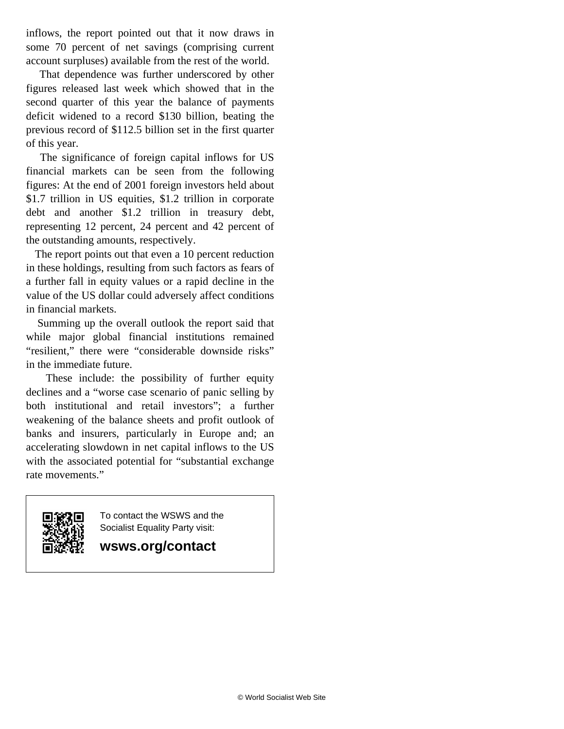inflows, the report pointed out that it now draws in some 70 percent of net savings (comprising current account surpluses) available from the rest of the world.

That dependence was further underscored by other figures released last week which showed that in the second quarter of this year the balance of payments deficit widened to a record $130 billion, beating the previous record of $112.5 billion set in the first quarter of this year.

The significance of foreign capital inflows for US financial markets can be seen from the following figures: At the end of 2001 foreign investors held about $1.7 trillion in US equities, $1.2 trillion in corporate debt and another $1.2 trillion in treasury debt, representing 12 percent, 24 percent and 42 percent of the outstanding amounts, respectively.

The report points out that even a 10 percent reduction in these holdings, resulting from such factors as fears of a further fall in equity values or a rapid decline in the value of the US dollar could adversely affect conditions in financial markets.

Summing up the overall outlook the report said that while major global financial institutions remained "resilient," there were "considerable downside risks" in the immediate future.

These include: the possibility of further equity declines and a "worse case scenario of panic selling by both institutional and retail investors"; a further weakening of the balance sheets and profit outlook of banks and insurers, particularly in Europe and; an accelerating slowdown in net capital inflows to the US with the associated potential for "substantial exchange rate movements."

To contact the WSWS and the Socialist Equality Party visit:

**wsws.org/contact**